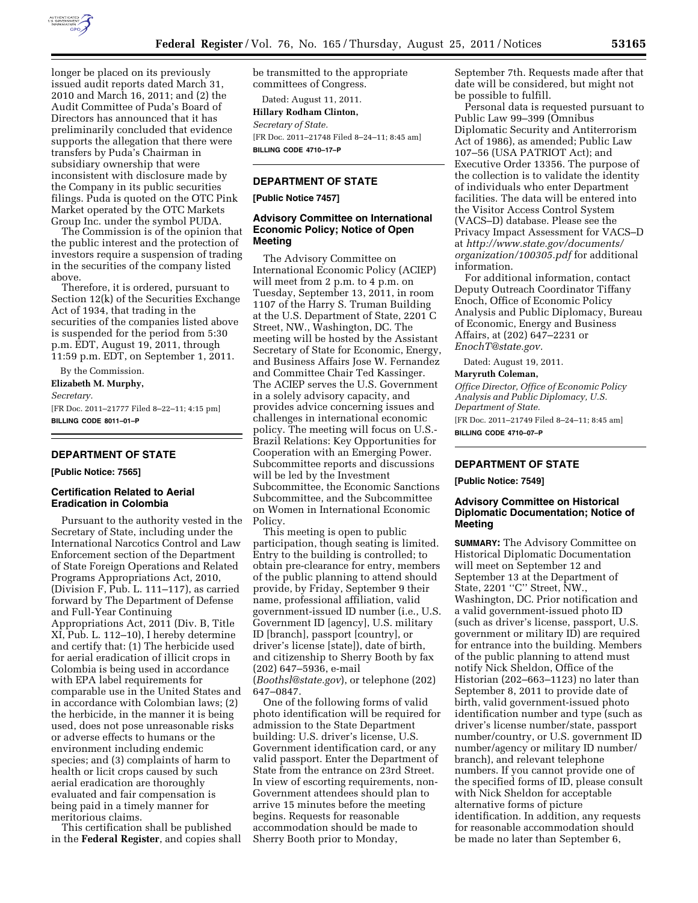longer be placed on its previously issued audit reports dated March 31, 2010 and March 16, 2011; and (2) the Audit Committee of Puda's Board of Directors has announced that it has preliminarily concluded that evidence supports the allegation that there were transfers by Puda's Chairman in subsidiary ownership that were inconsistent with disclosure made by the Company in its public securities filings. Puda is quoted on the OTC Pink Market operated by the OTC Markets Group Inc. under the symbol PUDA.

The Commission is of the opinion that the public interest and the protection of investors require a suspension of trading in the securities of the company listed above.

Therefore, it is ordered, pursuant to Section 12(k) of the Securities Exchange Act of 1934, that trading in the securities of the companies listed above is suspended for the period from 5:30 p.m. EDT, August 19, 2011, through 11:59 p.m. EDT, on September 1, 2011.

By the Commission.

**Elizabeth M. Murphy,**

*Secretary.*

[FR Doc. 2011–21777 Filed 8–22–11; 4:15 pm]

**BILLING CODE 8011–01–P**

## DEPARTMENT OF STATE

**[Public Notice: 7565]**

### Certification Related to Aerial Eradication in Colombia

Pursuant to the authority vested in the Secretary of State, including under the International Narcotics Control and Law Enforcement section of the Department of State Foreign Operations and Related Programs Appropriations Act, 2010, (Division F, Pub. L. 111–117), as carried forward by The Department of Defense and Full-Year Continuing Appropriations Act, 2011 (Div. B, Title XI, Pub. L. 112–10), I hereby determine and certify that: (1) The herbicide used for aerial eradication of illicit crops in Colombia is being used in accordance with EPA label requirements for comparable use in the United States and in accordance with Colombian laws; (2) the herbicide, in the manner it is being used, does not pose unreasonable risks or adverse effects to humans or the environment including endemic species; and (3) complaints of harm to health or licit crops caused by such aerial eradication are thoroughly evaluated and fair compensation is being paid in a timely manner for meritorious claims.

This certification shall be published in the **Federal Register**, and copies shall be transmitted to the appropriate committees of Congress.

Dated: August 11, 2011.

**Hillary Rodham Clinton,**

*Secretary of State.*

[FR Doc. 2011–21748 Filed 8–24–11; 8:45 am]

**BILLING CODE 4710–17–P**

## DEPARTMENT OF STATE

**[Public Notice 7457]**

### Advisory Committee on International Economic Policy; Notice of Open Meeting

The Advisory Committee on International Economic Policy (ACIEP) will meet from 2 p.m. to 4 p.m. on Tuesday, September 13, 2011, in room 1107 of the Harry S. Truman Building at the U.S. Department of State, 2201 C Street, NW., Washington, DC. The meeting will be hosted by the Assistant Secretary of State for Economic, Energy, and Business Affairs Jose W. Fernandez and Committee Chair Ted Kassinger. The ACIEP serves the U.S. Government in a solely advisory capacity, and provides advice concerning issues and challenges in international economic policy. The meeting will focus on U.S.-Brazil Relations: Key Opportunities for Cooperation with an Emerging Power. Subcommittee reports and discussions will be led by the Investment Subcommittee, the Economic Sanctions Subcommittee, and the Subcommittee on Women in International Economic Policy.

This meeting is open to public participation, though seating is limited. Entry to the building is controlled; to obtain pre-clearance for entry, members of the public planning to attend should provide, by Friday, September 9 their name, professional affiliation, valid government-issued ID number (i.e., U.S. Government ID [agency], U.S. military ID [branch], passport [country], or driver's license [state]), date of birth, and citizenship to Sherry Booth by fax (202) 647–5936, e-mail (*Boothsl@state.gov*), or telephone (202) 647–0847.

One of the following forms of valid photo identification will be required for admission to the State Department building: U.S. driver's license, U.S. Government identification card, or any valid passport. Enter the Department of State from the entrance on 23rd Street. In view of escorting requirements, non-Government attendees should plan to arrive 15 minutes before the meeting begins. Requests for reasonable accommodation should be made to Sherry Booth prior to Monday, September 7th. Requests made after that date will be considered, but might not be possible to fulfill.

Personal data is requested pursuant to Public Law 99–399 (Omnibus Diplomatic Security and Antiterrorism Act of 1986), as amended; Public Law 107–56 (USA PATRIOT Act); and Executive Order 13356. The purpose of the collection is to validate the identity of individuals who enter Department facilities. The data will be entered into the Visitor Access Control System (VACS–D) database. Please see the Privacy Impact Assessment for VACS–D at *http://www.state.gov/documents/organization/100305.pdf* for additional information.

For additional information, contact Deputy Outreach Coordinator Tiffany Enoch, Office of Economic Policy Analysis and Public Diplomacy, Bureau of Economic, Energy and Business Affairs, at (202) 647–2231 or *EnochT@state.gov*.

Dated: August 19, 2011.

**Maryruth Coleman,**

*Office Director, Office of Economic Policy Analysis and Public Diplomacy, U.S. Department of State.*

[FR Doc. 2011–21749 Filed 8–24–11; 8:45 am]

**BILLING CODE 4710–07–P**

## DEPARTMENT OF STATE

**[Public Notice: 7549]**

### Advisory Committee on Historical Diplomatic Documentation; Notice of Meeting

**SUMMARY:** The Advisory Committee on Historical Diplomatic Documentation will meet on September 12 and September 13 at the Department of State, 2201 ''C'' Street, NW., Washington, DC. Prior notification and a valid government-issued photo ID (such as driver's license, passport, U.S. government or military ID) are required for entrance into the building. Members of the public planning to attend must notify Nick Sheldon, Office of the Historian (202–663–1123) no later than September 8, 2011 to provide date of birth, valid government-issued photo identification number and type (such as driver's license number/state, passport number/country, or U.S. government ID number/agency or military ID number/branch), and relevant telephone numbers. If you cannot provide one of the specified forms of ID, please consult with Nick Sheldon for acceptable alternative forms of picture identification. In addition, any requests for reasonable accommodation should be made no later than September 6,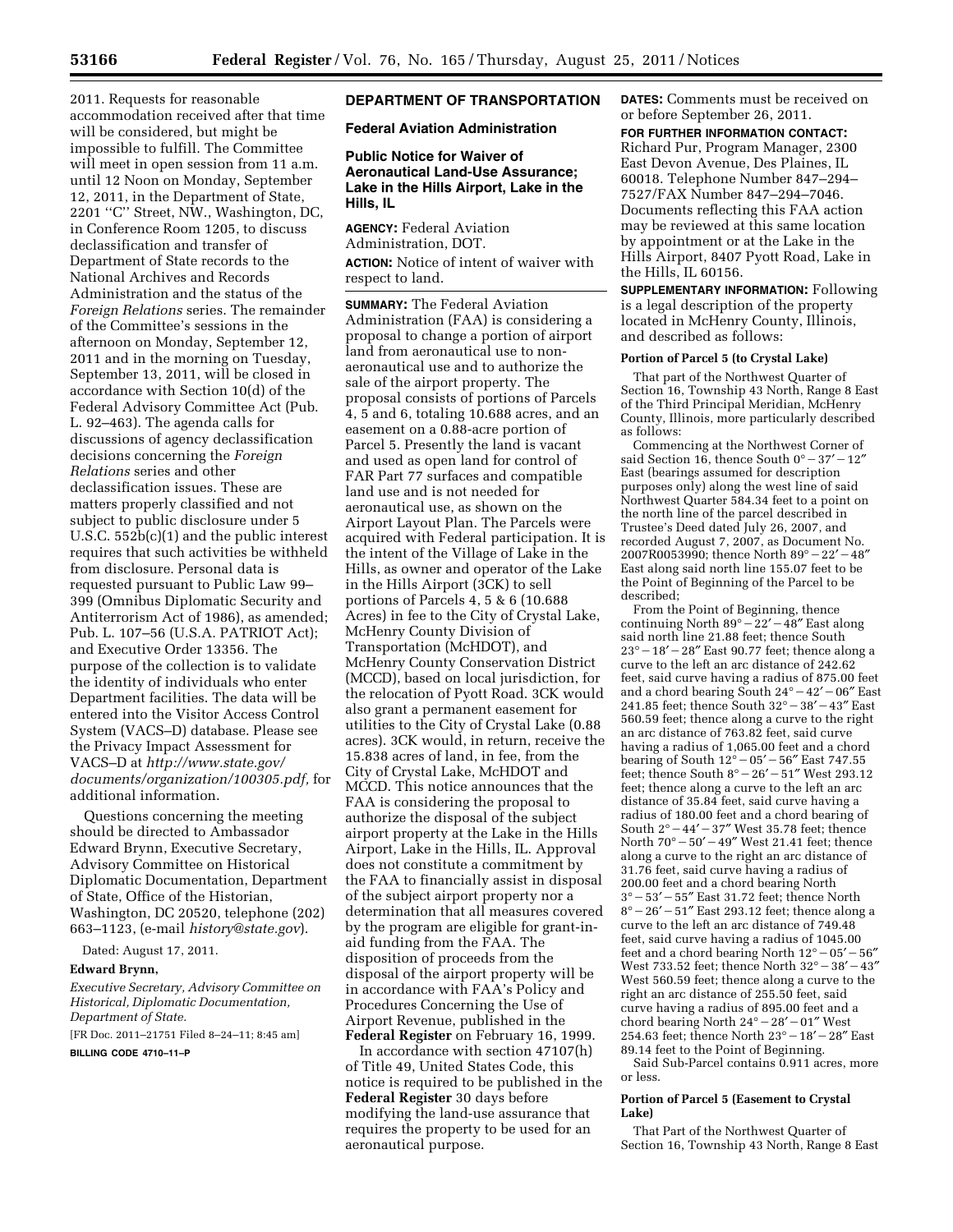2011. Requests for reasonable accommodation received after that time will be considered, but might be impossible to fulfill. The Committee will meet in open session from 11 a.m. until 12 Noon on Monday, September 12, 2011, in the Department of State, 2201 ''C'' Street, NW., Washington, DC, in Conference Room 1205, to discuss declassification and transfer of Department of State records to the National Archives and Records Administration and the status of the *Foreign Relations* series. The remainder of the Committee's sessions in the afternoon on Monday, September 12, 2011 and in the morning on Tuesday, September 13, 2011, will be closed in accordance with Section 10(d) of the Federal Advisory Committee Act (Pub. L. 92–463). The agenda calls for discussions of agency declassification decisions concerning the *Foreign Relations* series and other declassification issues. These are matters properly classified and not subject to public disclosure under 5 U.S.C. 552b(c)(1) and the public interest requires that such activities be withheld from disclosure. Personal data is requested pursuant to Public Law 99–399 (Omnibus Diplomatic Security and Antiterrorism Act of 1986), as amended; Pub. L. 107–56 (U.S.A. PATRIOT Act); and Executive Order 13356. The purpose of the collection is to validate the identity of individuals who enter Department facilities. The data will be entered into the Visitor Access Control System (VACS–D) database. Please see the Privacy Impact Assessment for VACS–D at *http://www.state.gov/documents/organization/100305.pdf,* for additional information.

Questions concerning the meeting should be directed to Ambassador Edward Brynn, Executive Secretary, Advisory Committee on Historical Diplomatic Documentation, Department of State, Office of the Historian, Washington, DC 20520, telephone (202) 663–1123, (e-mail *history@state.gov*).

Dated: August 17, 2011.

**Edward Brynn,**

*Executive Secretary, Advisory Committee on Historical, Diplomatic Documentation, Department of State.*

[FR Doc. 2011–21751 Filed 8–24–11; 8:45 am]

**BILLING CODE 4710–11–P**

## DEPARTMENT OF TRANSPORTATION

### Federal Aviation Administration

### Public Notice for Waiver of Aeronautical Land-Use Assurance; Lake in the Hills Airport, Lake in the Hills, IL

**AGENCY:** Federal Aviation Administration, DOT.

**ACTION:** Notice of intent of waiver with respect to land.

**SUMMARY:** The Federal Aviation Administration (FAA) is considering a proposal to change a portion of airport land from aeronautical use to non-aeronautical use and to authorize the sale of the airport property. The proposal consists of portions of Parcels 4, 5 and 6, totaling 10.688 acres, and an easement on a 0.88-acre portion of Parcel 5. Presently the land is vacant and used as open land for control of FAR Part 77 surfaces and compatible land use and is not needed for aeronautical use, as shown on the Airport Layout Plan. The Parcels were acquired with Federal participation. It is the intent of the Village of Lake in the Hills, as owner and operator of the Lake in the Hills Airport (3CK) to sell portions of Parcels 4, 5 & 6 (10.688 Acres) in fee to the City of Crystal Lake, McHenry County Division of Transportation (McHDOT), and McHenry County Conservation District (MCCD), based on local jurisdiction, for the relocation of Pyott Road. 3CK would also grant a permanent easement for utilities to the City of Crystal Lake (0.88 acres). 3CK would, in return, receive the 15.838 acres of land, in fee, from the City of Crystal Lake, McHDOT and MCCD. This notice announces that the FAA is considering the proposal to authorize the disposal of the subject airport property at the Lake in the Hills Airport, Lake in the Hills, IL. Approval does not constitute a commitment by the FAA to financially assist in disposal of the subject airport property nor a determination that all measures covered by the program are eligible for grant-in-aid funding from the FAA. The disposition of proceeds from the disposal of the airport property will be in accordance with FAA's Policy and Procedures Concerning the Use of Airport Revenue, published in the **Federal Register** on February 16, 1999.

In accordance with section 47107(h) of Title 49, United States Code, this notice is required to be published in the **Federal Register** 30 days before modifying the land-use assurance that requires the property to be used for an aeronautical purpose.

**DATES:** Comments must be received on or before September 26, 2011.

**FOR FURTHER INFORMATION CONTACT:** Richard Pur, Program Manager, 2300 East Devon Avenue, Des Plaines, IL 60018. Telephone Number 847–294–7527/FAX Number 847–294–7046. Documents reflecting this FAA action may be reviewed at this same location by appointment or at the Lake in the Hills Airport, 8407 Pyott Road, Lake in the Hills, IL 60156.

**SUPPLEMENTARY INFORMATION:** Following is a legal description of the property located in McHenry County, Illinois, and described as follows:

**Portion of Parcel 5 (to Crystal Lake)**

That part of the Northwest Quarter of Section 16, Township 43 North, Range 8 East of the Third Principal Meridian, McHenry County, Illinois, more particularly described as follows:

Commencing at the Northwest Corner of said Section 16, thence South 0° − 37′ − 12″ East (bearings assumed for description purposes only) along the west line of said Northwest Quarter 584.34 feet to a point on the north line of the parcel described in Trustee's Deed dated July 26, 2007, and recorded August 7, 2007, as Document No. 2007R0053990; thence North 89° − 22′ − 48″ East along said north line 155.07 feet to be the Point of Beginning of the Parcel to be described;

From the Point of Beginning, thence continuing North 89° − 22′ − 48″ East along said north line 21.88 feet; thence South 23° − 18′ − 28″ East 90.77 feet; thence along a curve to the left an arc distance of 242.62 feet, said curve having a radius of 875.00 feet and a chord bearing South 24° − 42′ − 06″ East 241.85 feet; thence South 32° − 38′ − 43″ East 560.59 feet; thence along a curve to the right an arc distance of 763.82 feet, said curve having a radius of 1,065.00 feet and a chord bearing of South 12° − 05′ − 56″ East 747.55 feet; thence South 8° − 26′ − 51″ West 293.12 feet; thence along a curve to the left an arc distance of 35.84 feet, said curve having a radius of 180.00 feet and a chord bearing of South 2° − 44′ − 37″ West 35.78 feet; thence North 70° − 50′ − 49″ West 21.41 feet; thence along a curve to the right an arc distance of 31.76 feet, said curve having a radius of 200.00 feet and a chord bearing North 3° − 53′ − 55″ East 31.72 feet; thence North 8° − 26′ − 51″ East 293.12 feet; thence along a curve to the left an arc distance of 749.48 feet, said curve having a radius of 1045.00 feet and a chord bearing North 12° − 05′ − 56″ West 733.52 feet; thence North 32° − 38′ − 43″ West 560.59 feet; thence along a curve to the right an arc distance of 255.50 feet, said curve having a radius of 895.00 feet and a chord bearing North 24° − 28′ − 01″ West 254.63 feet; thence North 23° − 18′ − 28″ East 89.14 feet to the Point of Beginning.

Said Sub-Parcel contains 0.911 acres, more or less.

**Portion of Parcel 5 (Easement to Crystal Lake)**

That Part of the Northwest Quarter of Section 16, Township 43 North, Range 8 East